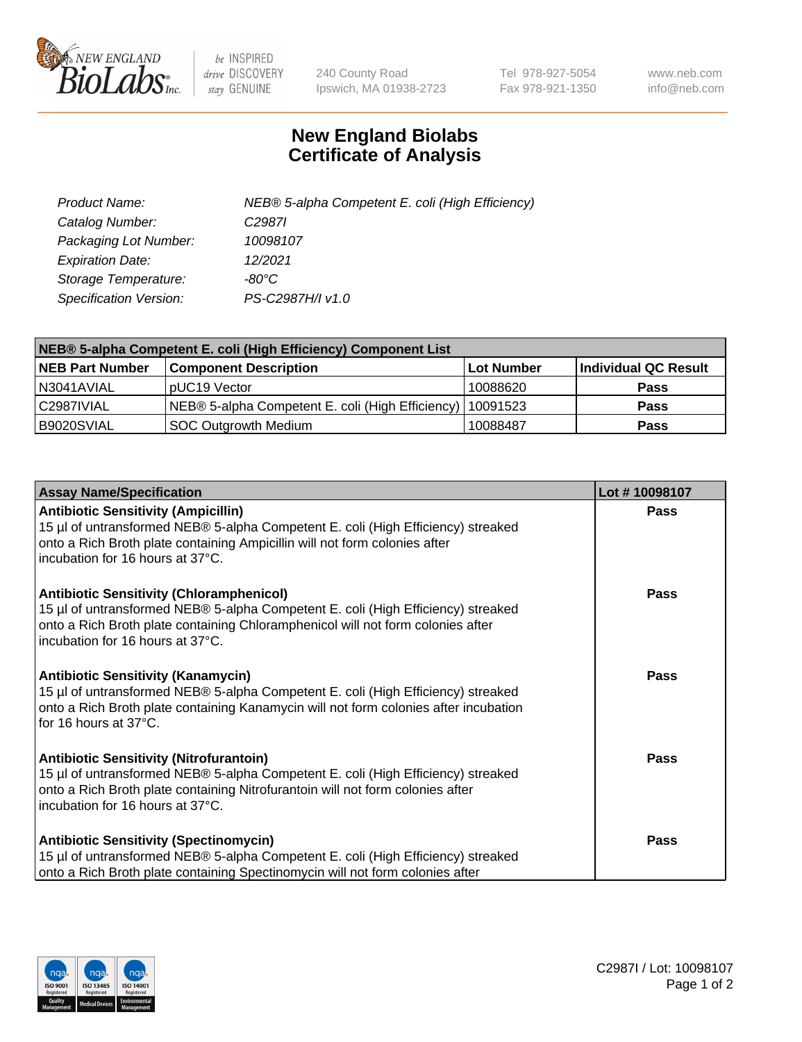# New England Biolabs Certificate of Analysis

| | |
|---|---|
| *Product Name:* | *NEB® 5-alpha Competent E. coli (High Efficiency)* |
| *Catalog Number:* | *C2987I* |
| *Packaging Lot Number:* | *10098107* |
| *Expiration Date:* | *12/2021* |
| *Storage Temperature:* | *-80°C* |
| *Specification Version:* | *PS-C2987H/I v1.0* |

| NEB® 5-alpha Competent E. coli (High Efficiency) Component List | | | |
|---|---|---|---|
| **NEB Part Number** | **Component Description** | **Lot Number** | **Individual QC Result** |
| N3041AVIAL | pUC19 Vector | 10088620 | **Pass** |
| C2987IVIAL | NEB® 5-alpha Competent E. coli (High Efficiency) | 10091523 | **Pass** |
| B9020SVIAL | SOC Outgrowth Medium | 10088487 | **Pass** |

| Assay Name/Specification | Lot # 10098107 |
|---|---|
| **Antibiotic Sensitivity (Ampicillin)** 15 µl of untransformed NEB® 5-alpha Competent E. coli (High Efficiency) streaked onto a Rich Broth plate containing Ampicillin will not form colonies after incubation for 16 hours at 37°C. | **Pass** |
| **Antibiotic Sensitivity (Chloramphenicol)** 15 µl of untransformed NEB® 5-alpha Competent E. coli (High Efficiency) streaked onto a Rich Broth plate containing Chloramphenicol will not form colonies after incubation for 16 hours at 37°C. | **Pass** |
| **Antibiotic Sensitivity (Kanamycin)** 15 µl of untransformed NEB® 5-alpha Competent E. coli (High Efficiency) streaked onto a Rich Broth plate containing Kanamycin will not form colonies after incubation for 16 hours at 37°C. | **Pass** |
| **Antibiotic Sensitivity (Nitrofurantoin)** 15 µl of untransformed NEB® 5-alpha Competent E. coli (High Efficiency) streaked onto a Rich Broth plate containing Nitrofurantoin will not form colonies after incubation for 16 hours at 37°C. | **Pass** |
| **Antibiotic Sensitivity (Spectinomycin)** 15 µl of untransformed NEB® 5-alpha Competent E. coli (High Efficiency) streaked onto a Rich Broth plate containing Spectinomycin will not form colonies after | **Pass** |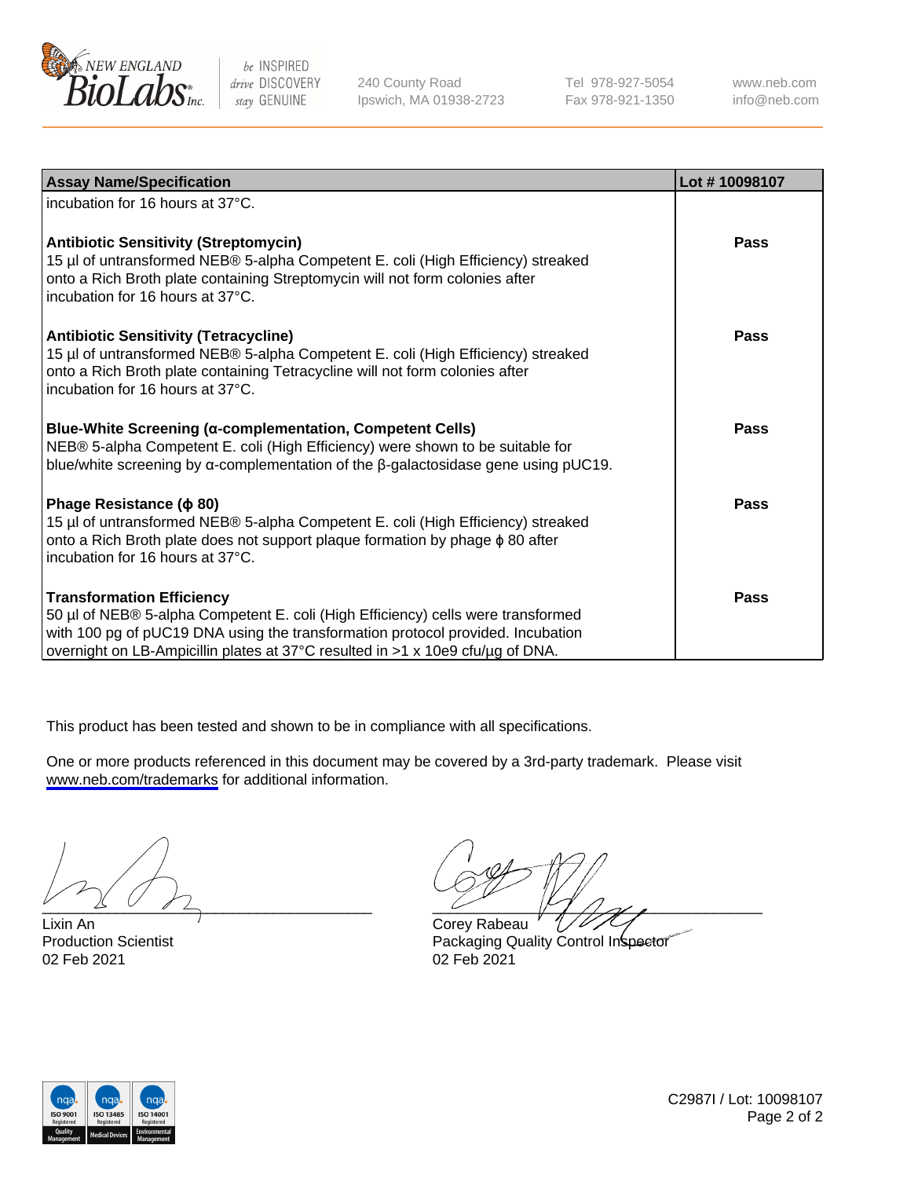| Assay Name/Specification | Lot # 10098107 |
| --- | --- |
| incubation for 16 hours at 37°C. | |
| **Antibiotic Sensitivity (Streptomycin)**<br>15 µl of untransformed NEB® 5-alpha Competent E. coli (High Efficiency) streaked onto a Rich Broth plate containing Streptomycin will not form colonies after incubation for 16 hours at 37°C. | Pass |
| **Antibiotic Sensitivity (Tetracycline)**<br>15 µl of untransformed NEB® 5-alpha Competent E. coli (High Efficiency) streaked onto a Rich Broth plate containing Tetracycline will not form colonies after incubation for 16 hours at 37°C. | Pass |
| **Blue-White Screening (α-complementation, Competent Cells)**<br>NEB® 5-alpha Competent E. coli (High Efficiency) were shown to be suitable for blue/white screening by α-complementation of the β-galactosidase gene using pUC19. | Pass |
| **Phage Resistance (ϕ 80)**<br>15 µl of untransformed NEB® 5-alpha Competent E. coli (High Efficiency) streaked onto a Rich Broth plate does not support plaque formation by phage ϕ 80 after incubation for 16 hours at 37°C. | Pass |
| **Transformation Efficiency**<br>50 µl of NEB® 5-alpha Competent E. coli (High Efficiency) cells were transformed with 100 pg of pUC19 DNA using the transformation protocol provided. Incubation overnight on LB-Ampicillin plates at 37°C resulted in >1 x 10e9 cfu/µg of DNA. | Pass |

This product has been tested and shown to be in compliance with all specifications.

One or more products referenced in this document may be covered by a 3rd-party trademark. Please visit www.neb.com/trademarks for additional information.

Lixin An
Production Scientist
02 Feb 2021

Corey Rabeau
Packaging Quality Control Inspector
02 Feb 2021

C2987I / Lot: 10098107